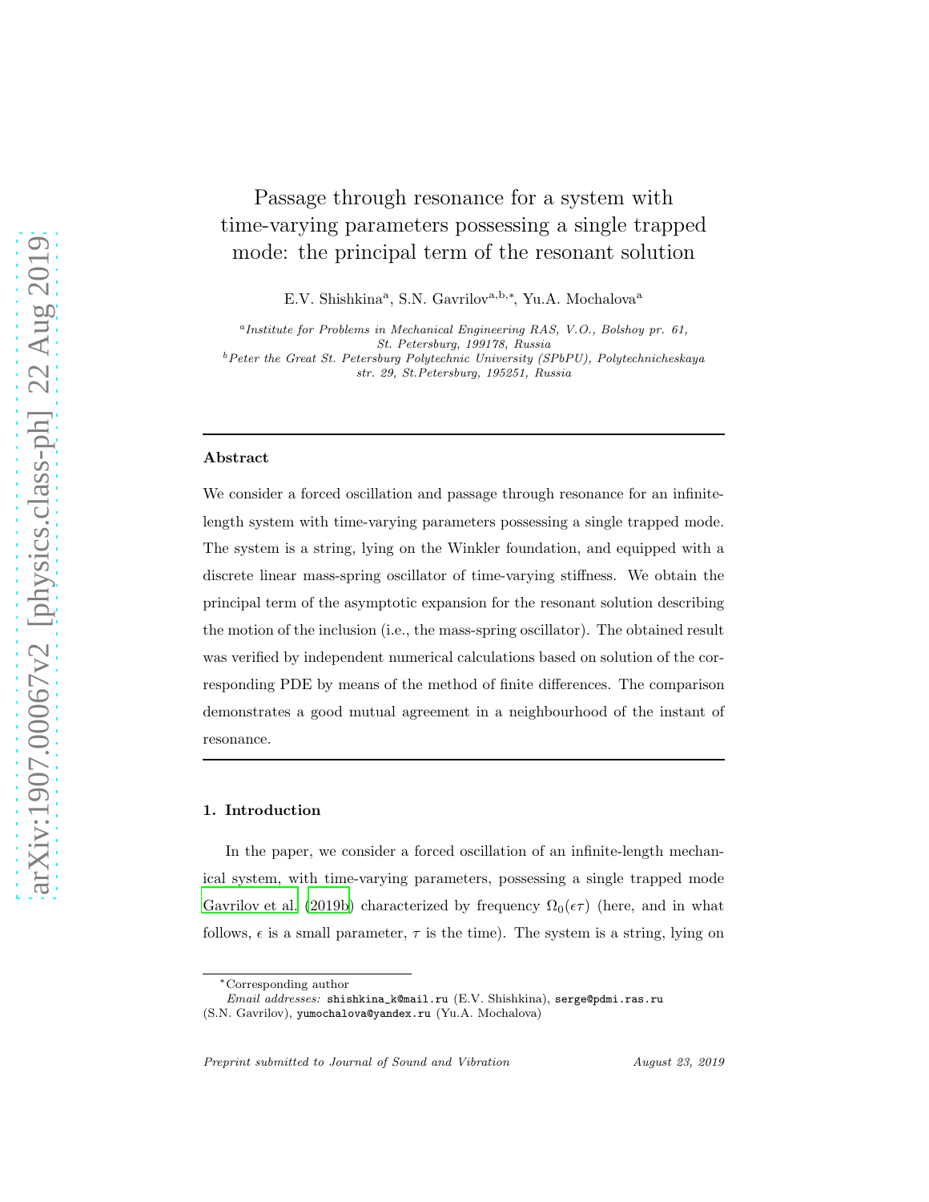# Passage through resonance for a system with time-varying parameters possessing a single trapped mode: the principal term of the resonant solution

E.V. Shishkina[a], S.N. Gavrilov[a,b,*], Yu.A. Mochalova[a]

[a] *Institute for Problems in Mechanical Engineering RAS, V.O., Bolshoy pr. 61, St. Petersburg, 199178, Russia*
[b] *Peter the Great St. Petersburg Polytechnic University (SPbPU), Polytechnicheskaya str. 29, St.Petersburg, 195251, Russia*

---

### Abstract

We consider a forced oscillation and passage through resonance for an infinite-length system with time-varying parameters possessing a single trapped mode. The system is a string, lying on the Winkler foundation, and equipped with a discrete linear mass-spring oscillator of time-varying stiffness. We obtain the principal term of the asymptotic expansion for the resonant solution describing the motion of the inclusion (i.e., the mass-spring oscillator). The obtained result was verified by independent numerical calculations based on solution of the corresponding PDE by means of the method of finite differences. The comparison demonstrates a good mutual agreement in a neighbourhood of the instant of resonance.

---

## 1. Introduction

In the paper, we consider a forced oscillation of an infinite-length mechanical system, with time-varying parameters, possessing a single trapped mode Gavrilov et al. (2019b) characterized by frequency $\Omega_0(\epsilon\tau)$ (here, and in what follows, $\epsilon$ is a small parameter, $\tau$ is the time). The system is a string, lying on

---

*Corresponding author

*Email addresses:* shishkina_k@mail.ru (E.V. Shishkina), serge@pdmi.ras.ru (S.N. Gavrilov), yumochalova@yandex.ru (Yu.A. Mochalova)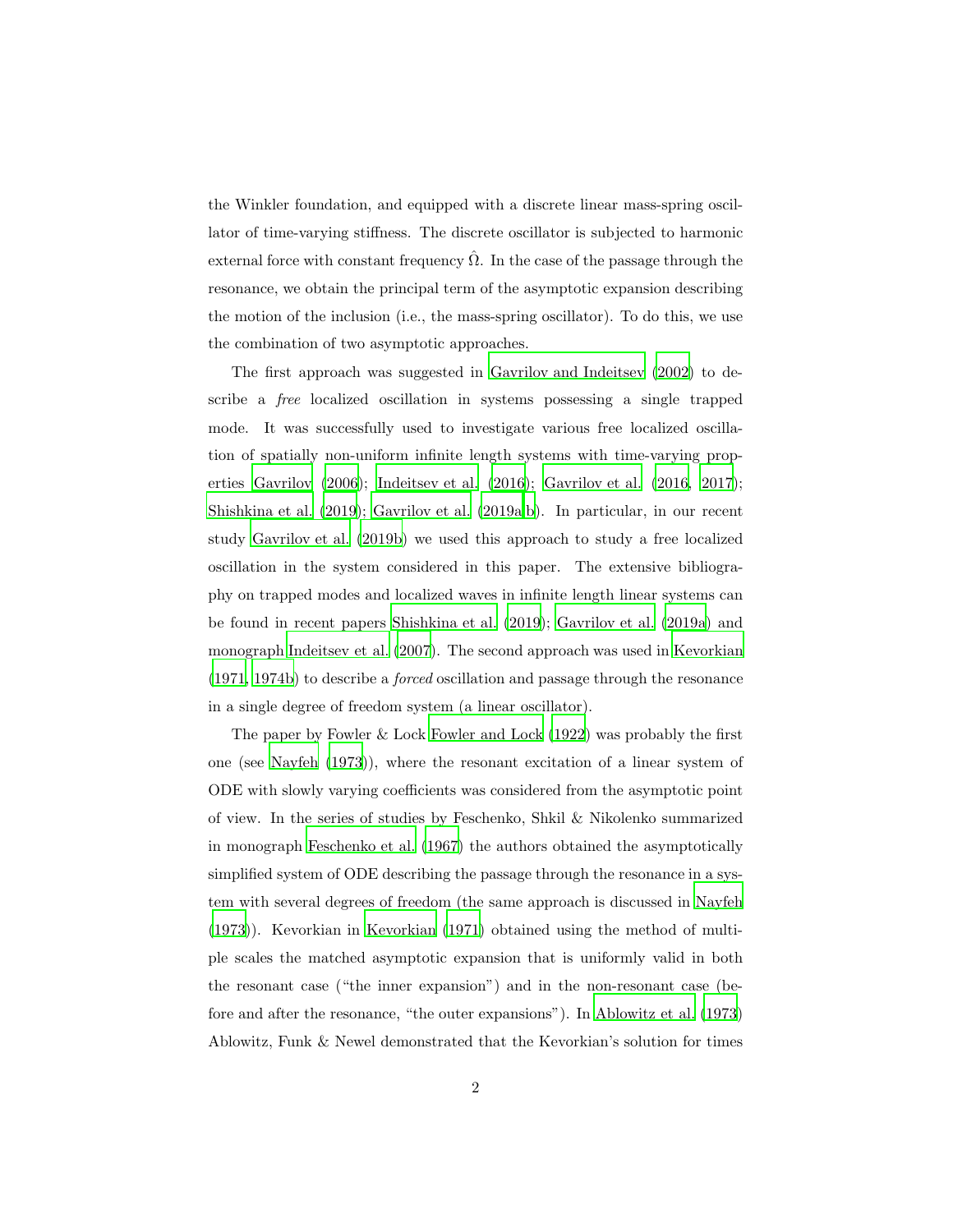the Winkler foundation, and equipped with a discrete linear mass-spring oscillator of time-varying stiffness. The discrete oscillator is subjected to harmonic external force with constant frequency $\hat{\Omega}$. In the case of the passage through the resonance, we obtain the principal term of the asymptotic expansion describing the motion of the inclusion (i.e., the mass-spring oscillator). To do this, we use the combination of two asymptotic approaches.

The first approach was suggested in Gavrilov and Indeitsev (2002) to describe a *free* localized oscillation in systems possessing a single trapped mode. It was successfully used to investigate various free localized oscillation of spatially non-uniform infinite length systems with time-varying properties Gavrilov (2006); Indeitsev et al. (2016); Gavrilov et al. (2016, 2017); Shishkina et al. (2019); Gavrilov et al. (2019a,b). In particular, in our recent study Gavrilov et al. (2019b) we used this approach to study a free localized oscillation in the system considered in this paper. The extensive bibliography on trapped modes and localized waves in infinite length linear systems can be found in recent papers Shishkina et al. (2019); Gavrilov et al. (2019a) and monograph Indeitsev et al. (2007). The second approach was used in Kevorkian (1971, 1974b) to describe a *forced* oscillation and passage through the resonance in a single degree of freedom system (a linear oscillator).

The paper by Fowler & Lock Fowler and Lock (1922) was probably the first one (see Nayfeh (1973)), where the resonant excitation of a linear system of ODE with slowly varying coefficients was considered from the asymptotic point of view. In the series of studies by Feschenko, Shkil & Nikolenko summarized in monograph Feschenko et al. (1967) the authors obtained the asymptotically simplified system of ODE describing the passage through the resonance in a system with several degrees of freedom (the same approach is discussed in Nayfeh (1973)). Kevorkian in Kevorkian (1971) obtained using the method of multiple scales the matched asymptotic expansion that is uniformly valid in both the resonant case ("the inner expansion") and in the non-resonant case (before and after the resonance, "the outer expansions"). In Ablowitz et al. (1973) Ablowitz, Funk & Newel demonstrated that the Kevorkian's solution for times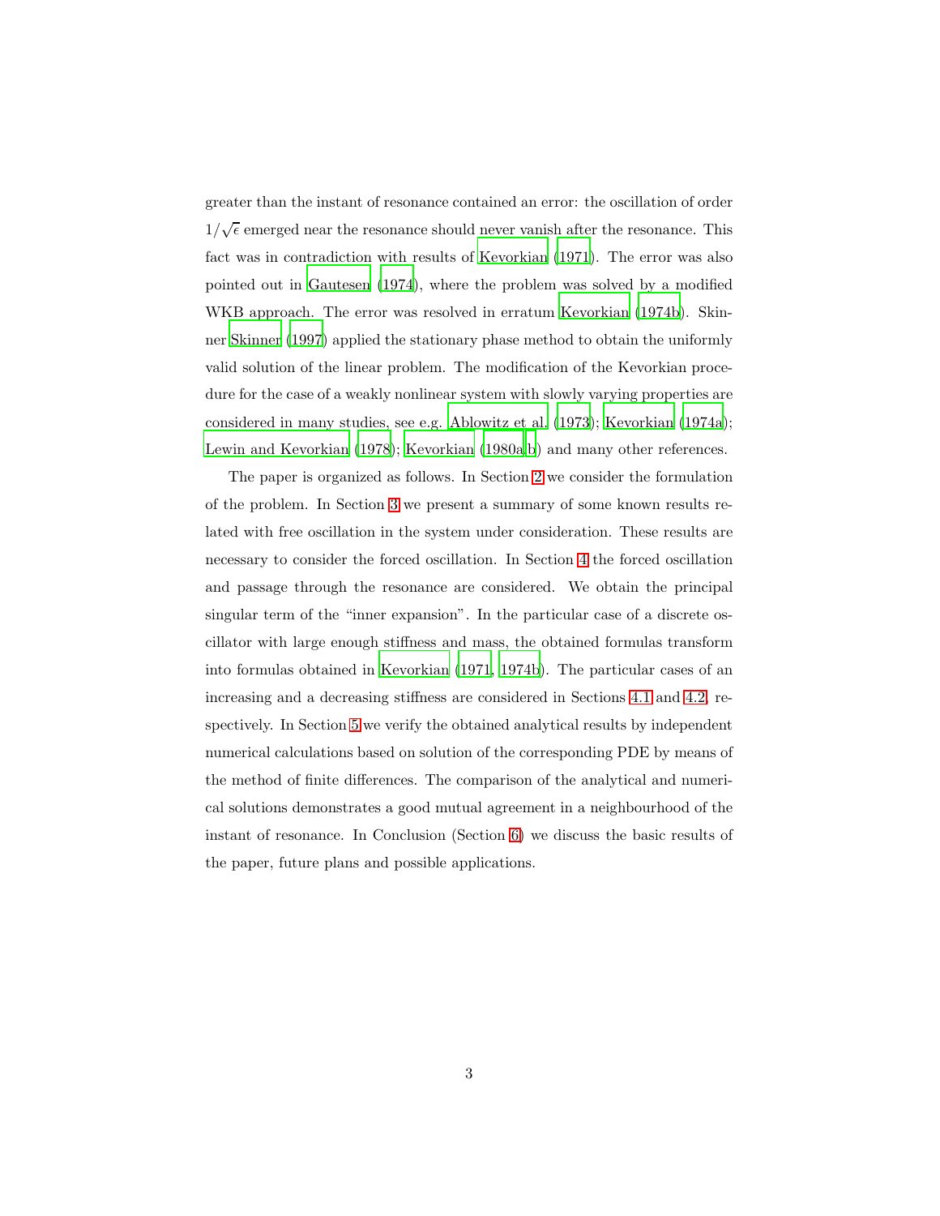greater than the instant of resonance contained an error: the oscillation of order $1/\sqrt{\epsilon}$ emerged near the resonance should never vanish after the resonance. This fact was in contradiction with results of Kevorkian (1971). The error was also pointed out in Gautesen (1974), where the problem was solved by a modified WKB approach. The error was resolved in erratum Kevorkian (1974b). Skinner Skinner (1997) applied the stationary phase method to obtain the uniformly valid solution of the linear problem. The modification of the Kevorkian procedure for the case of a weakly nonlinear system with slowly varying properties are considered in many studies, see e.g. Ablowitz et al. (1973); Kevorkian (1974a); Lewin and Kevorkian (1978); Kevorkian (1980a,b) and many other references.

The paper is organized as follows. In Section 2 we consider the formulation of the problem. In Section 3 we present a summary of some known results related with free oscillation in the system under consideration. These results are necessary to consider the forced oscillation. In Section 4 the forced oscillation and passage through the resonance are considered. We obtain the principal singular term of the "inner expansion". In the particular case of a discrete oscillator with large enough stiffness and mass, the obtained formulas transform into formulas obtained in Kevorkian (1971, 1974b). The particular cases of an increasing and a decreasing stiffness are considered in Sections 4.1 and 4.2, respectively. In Section 5 we verify the obtained analytical results by independent numerical calculations based on solution of the corresponding PDE by means of the method of finite differences. The comparison of the analytical and numerical solutions demonstrates a good mutual agreement in a neighbourhood of the instant of resonance. In Conclusion (Section 6) we discuss the basic results of the paper, future plans and possible applications.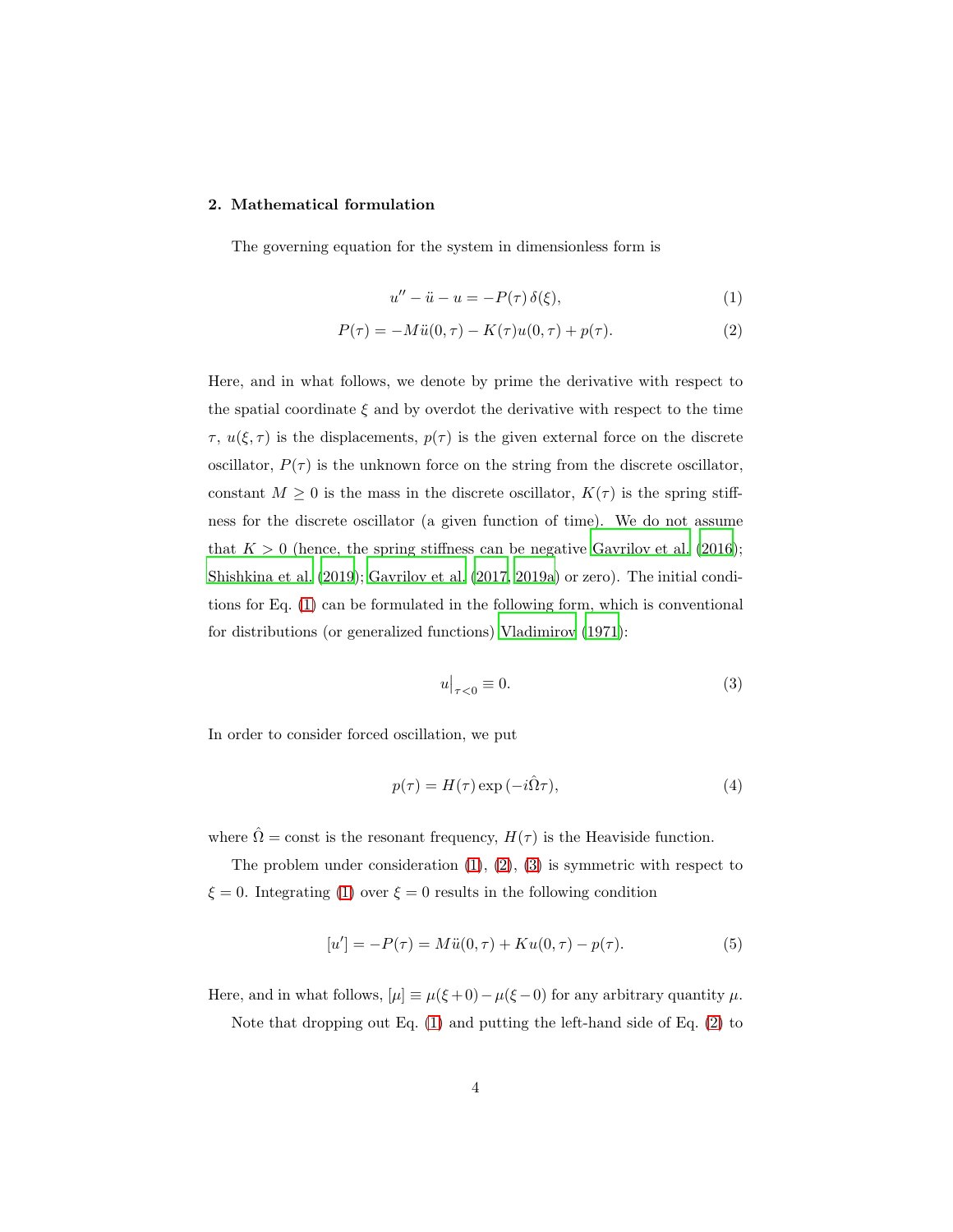## 2. Mathematical formulation

The governing equation for the system in dimensionless form is

$$u'' - \ddot{u} - u = -P(\tau)\,\delta(\xi), \tag{1}$$

$$P(\tau) = -M\ddot{u}(0,\tau) - K(\tau)u(0,\tau) + p(\tau). \tag{2}$$

Here, and in what follows, we denote by prime the derivative with respect to the spatial coordinate $\xi$ and by overdot the derivative with respect to the time $\tau$, $u(\xi,\tau)$ is the displacements, $p(\tau)$ is the given external force on the discrete oscillator, $P(\tau)$ is the unknown force on the string from the discrete oscillator, constant $M \geq 0$ is the mass in the discrete oscillator, $K(\tau)$ is the spring stiffness for the discrete oscillator (a given function of time). We do not assume that $K > 0$ (hence, the spring stiffness can be negative Gavrilov et al. (2016); Shishkina et al. (2019); Gavrilov et al. (2017, 2019a) or zero). The initial conditions for Eq. (1) can be formulated in the following form, which is conventional for distributions (or generalized functions) Vladimirov (1971):

$$u\big|_{\tau<0} \equiv 0. \tag{3}$$

In order to consider forced oscillation, we put

$$p(\tau) = H(\tau)\exp(-i\hat{\Omega}\tau), \tag{4}$$

where $\hat{\Omega} = \text{const}$ is the resonant frequency, $H(\tau)$ is the Heaviside function.

The problem under consideration (1), (2), (3) is symmetric with respect to $\xi = 0$. Integrating (1) over $\xi = 0$ results in the following condition

$$[u'] = -P(\tau) = M\ddot{u}(0,\tau) + Ku(0,\tau) - p(\tau). \tag{5}$$

Here, and in what follows, $[\mu] \equiv \mu(\xi+0) - \mu(\xi-0)$ for any arbitrary quantity $\mu$.

Note that dropping out Eq. (1) and putting the left-hand side of Eq. (2) to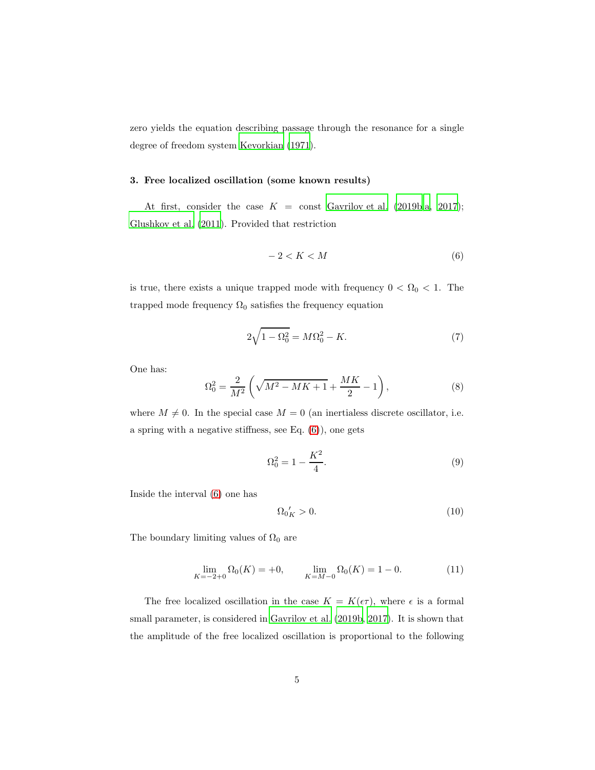zero yields the equation describing passage through the resonance for a single degree of freedom system Kevorkian (1971).

### 3. Free localized oscillation (some known results)

At first, consider the case $K = \text{const}$ Gavrilov et al. (2019b,a, 2017); Glushkov et al. (2011). Provided that restriction

$$-2 < K < M \tag{6}$$

is true, there exists a unique trapped mode with frequency $0 < \Omega_0 < 1$. The trapped mode frequency $\Omega_0$ satisfies the frequency equation

$$2\sqrt{1 - \Omega_0^2} = M\Omega_0^2 - K. \tag{7}$$

One has:

$$\Omega_0^2 = \frac{2}{M^2}\left(\sqrt{M^2 - MK + 1} + \frac{MK}{2} - 1\right), \tag{8}$$

where $M \neq 0$. In the special case $M = 0$ (an inertialess discrete oscillator, i.e. a spring with a negative stiffness, see Eq. (6)), one gets

$$\Omega_0^2 = 1 - \frac{K^2}{4}. \tag{9}$$

Inside the interval (6) one has

$$\Omega_0{}'_K > 0. \tag{10}$$

The boundary limiting values of $\Omega_0$ are

$$\lim_{K=-2+0} \Omega_0(K) = +0, \qquad \lim_{K=M-0} \Omega_0(K) = 1 - 0. \tag{11}$$

The free localized oscillation in the case $K = K(\epsilon\tau)$, where $\epsilon$ is a formal small parameter, is considered in Gavrilov et al. (2019b, 2017). It is shown that the amplitude of the free localized oscillation is proportional to the following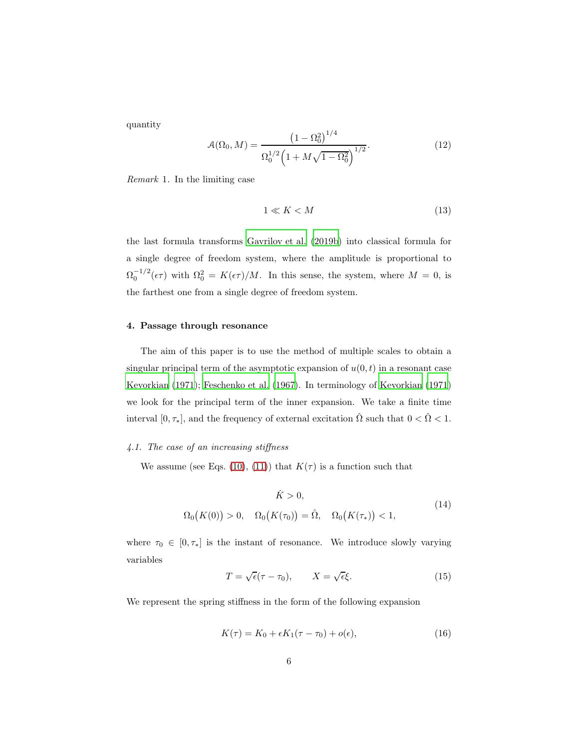quantity

$$\mathcal{A}(\Omega_0, M) = \frac{\left(1 - \Omega_0^2\right)^{1/4}}{\Omega_0^{1/2}\left(1 + M\sqrt{1 - \Omega_0^2}\right)^{1/2}}. \tag{12}$$

*Remark* 1. In the limiting case

$$1 \ll K < M \tag{13}$$

the last formula transforms Gavrilov et al. (2019b) into classical formula for a single degree of freedom system, where the amplitude is proportional to $\Omega_0^{-1/2}(\epsilon\tau)$ with $\Omega_0^2 = K(\epsilon\tau)/M$. In this sense, the system, where $M = 0$, is the farthest one from a single degree of freedom system.

## 4. Passage through resonance

The aim of this paper is to use the method of multiple scales to obtain a singular principal term of the asymptotic expansion of $u(0,t)$ in a resonant case Kevorkian (1971); Feschenko et al. (1967). In terminology of Kevorkian (1971) we look for the principal term of the inner expansion. We take a finite time interval $[0, \tau_*]$, and the frequency of external excitation $\hat{\Omega}$ such that $0 < \hat{\Omega} < 1$.

### *4.1. The case of an increasing stiffness*

We assume (see Eqs. (10), (11)) that $K(\tau)$ is a function such that

$$\begin{gathered} \dot{K} > 0, \\ \Omega_0\big(K(0)\big) > 0, \quad \Omega_0\big(K(\tau_0)\big) = \hat{\Omega}, \quad \Omega_0\big(K(\tau_*)\big) < 1, \end{gathered} \tag{14}$$

where $\tau_0 \in [0, \tau_*]$ is the instant of resonance. We introduce slowly varying variables

$$T = \sqrt{\epsilon}(\tau - \tau_0), \qquad X = \sqrt{\epsilon}\xi. \tag{15}$$

We represent the spring stiffness in the form of the following expansion

$$K(\tau) = K_0 + \epsilon K_1(\tau - \tau_0) + o(\epsilon), \tag{16}$$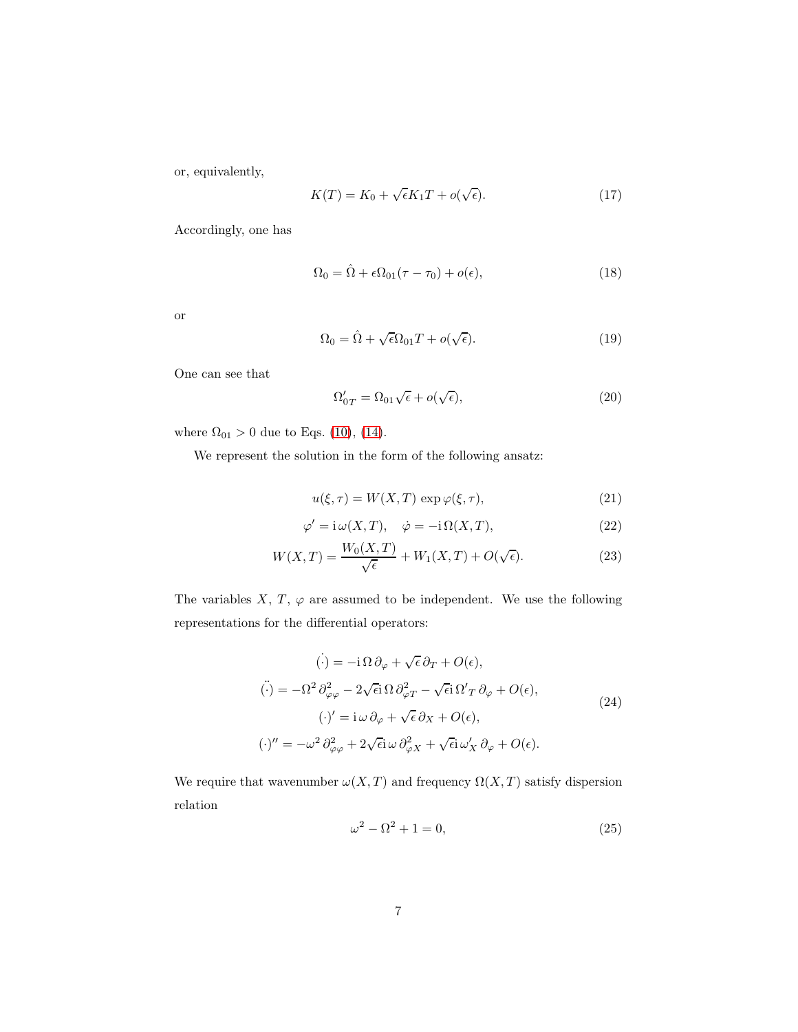or, equivalently,

$$K(T) = K_0 + \sqrt{\epsilon} K_1 T + o(\sqrt{\epsilon}). \tag{17}$$

Accordingly, one has

$$\Omega_0 = \hat{\Omega} + \epsilon \Omega_{01}(\tau - \tau_0) + o(\epsilon), \tag{18}$$

or

$$\Omega_0 = \hat{\Omega} + \sqrt{\epsilon} \Omega_{01} T + o(\sqrt{\epsilon}). \tag{19}$$

One can see that

$$\Omega'_{0T} = \Omega_{01} \sqrt{\epsilon} + o(\sqrt{\epsilon}), \tag{20}$$

where $\Omega_{01} > 0$ due to Eqs. (10), (14).

We represent the solution in the form of the following ansatz:

$$u(\xi, \tau) = W(X, T) \exp \varphi(\xi, \tau), \tag{21}$$

$$\varphi' = \mathrm{i}\, \omega(X, T), \quad \dot{\varphi} = -\mathrm{i}\, \Omega(X, T), \tag{22}$$

$$W(X, T) = \frac{W_0(X, T)}{\sqrt{\epsilon}} + W_1(X, T) + O(\sqrt{\epsilon}). \tag{23}$$

The variables $X$, $T$, $\varphi$ are assumed to be independent. We use the following representations for the differential operators:

$$\begin{gathered}
\dot{(\cdot)} = -\mathrm{i}\, \Omega\, \partial_\varphi + \sqrt{\epsilon}\, \partial_T + O(\epsilon), \\
\ddot{(\cdot)} = -\Omega^2\, \partial^2_{\varphi\varphi} - 2\sqrt{\epsilon}\mathrm{i}\, \Omega\, \partial^2_{\varphi T} - \sqrt{\epsilon}\mathrm{i}\, \Omega'_T\, \partial_\varphi + O(\epsilon), \\
(\cdot)' = \mathrm{i}\, \omega\, \partial_\varphi + \sqrt{\epsilon}\, \partial_X + O(\epsilon), \\
(\cdot)'' = -\omega^2\, \partial^2_{\varphi\varphi} + 2\sqrt{\epsilon}\mathrm{i}\, \omega\, \partial^2_{\varphi X} + \sqrt{\epsilon}\mathrm{i}\, \omega'_X\, \partial_\varphi + O(\epsilon).
\end{gathered} \tag{24}$$

We require that wavenumber $\omega(X, T)$ and frequency $\Omega(X, T)$ satisfy dispersion relation

$$\omega^2 - \Omega^2 + 1 = 0, \tag{25}$$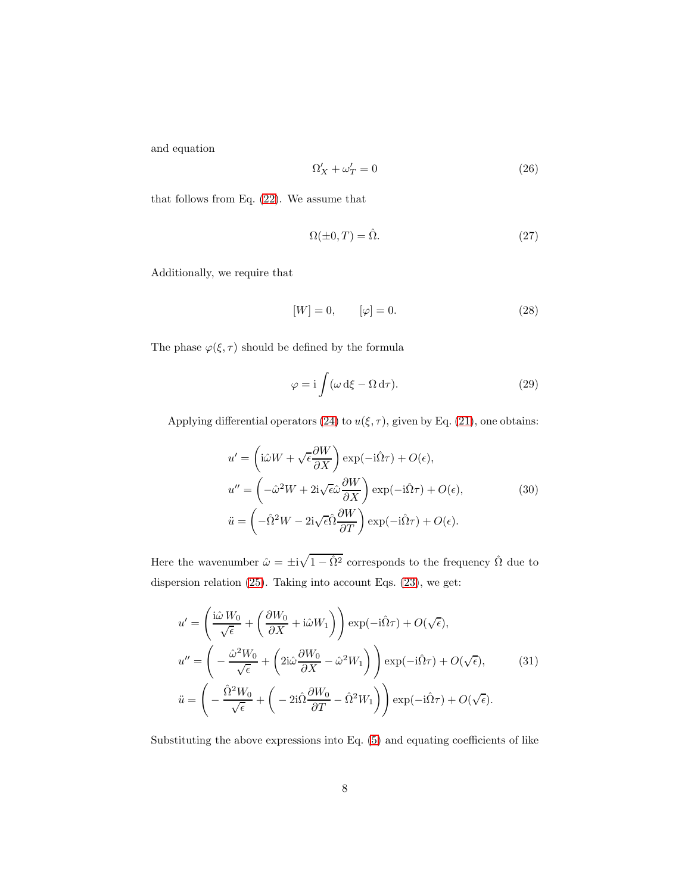and equation

$$\Omega'_X + \omega'_T = 0 \tag{26}$$

that follows from Eq. (22). We assume that

$$\Omega(\pm 0, T) = \hat{\Omega}. \tag{27}$$

Additionally, we require that

$$[W] = 0, \qquad [\varphi] = 0. \tag{28}$$

The phase $\varphi(\xi, \tau)$ should be defined by the formula

$$\varphi = \mathrm{i} \int (\omega \, \mathrm{d}\xi - \Omega \, \mathrm{d}\tau). \tag{29}$$

Applying differential operators (24) to $u(\xi, \tau)$, given by Eq. (21), one obtains:

$$\begin{aligned}
u' &= \left( \mathrm{i}\hat{\omega} W + \sqrt{\epsilon} \frac{\partial W}{\partial X} \right) \exp(-\mathrm{i}\hat{\Omega}\tau) + O(\epsilon), \\
u'' &= \left( -\hat{\omega}^2 W + 2\mathrm{i}\sqrt{\epsilon}\hat{\omega} \frac{\partial W}{\partial X} \right) \exp(-\mathrm{i}\hat{\Omega}\tau) + O(\epsilon), \\
\ddot{u} &= \left( -\hat{\Omega}^2 W - 2\mathrm{i}\sqrt{\epsilon}\hat{\Omega} \frac{\partial W}{\partial T} \right) \exp(-\mathrm{i}\hat{\Omega}\tau) + O(\epsilon).
\end{aligned} \tag{30}$$

Here the wavenumber $\hat{\omega} = \pm \mathrm{i}\sqrt{1 - \hat{\Omega}^2}$ corresponds to the frequency $\hat{\Omega}$ due to dispersion relation (25). Taking into account Eqs. (23), we get:

$$\begin{aligned}
u' &= \left( \frac{\mathrm{i}\hat{\omega}\, W_0}{\sqrt{\epsilon}} + \left( \frac{\partial W_0}{\partial X} + \mathrm{i}\hat{\omega} W_1 \right) \right) \exp(-\mathrm{i}\hat{\Omega}\tau) + O(\sqrt{\epsilon}), \\
u'' &= \left( -\frac{\hat{\omega}^2 W_0}{\sqrt{\epsilon}} + \left( 2\mathrm{i}\hat{\omega} \frac{\partial W_0}{\partial X} - \hat{\omega}^2 W_1 \right) \right) \exp(-\mathrm{i}\hat{\Omega}\tau) + O(\sqrt{\epsilon}), \\
\ddot{u} &= \left( -\frac{\hat{\Omega}^2 W_0}{\sqrt{\epsilon}} + \left( -2\mathrm{i}\hat{\Omega} \frac{\partial W_0}{\partial T} - \hat{\Omega}^2 W_1 \right) \right) \exp(-\mathrm{i}\hat{\Omega}\tau) + O(\sqrt{\epsilon}).
\end{aligned} \tag{31}$$

Substituting the above expressions into Eq. (5) and equating coefficients of like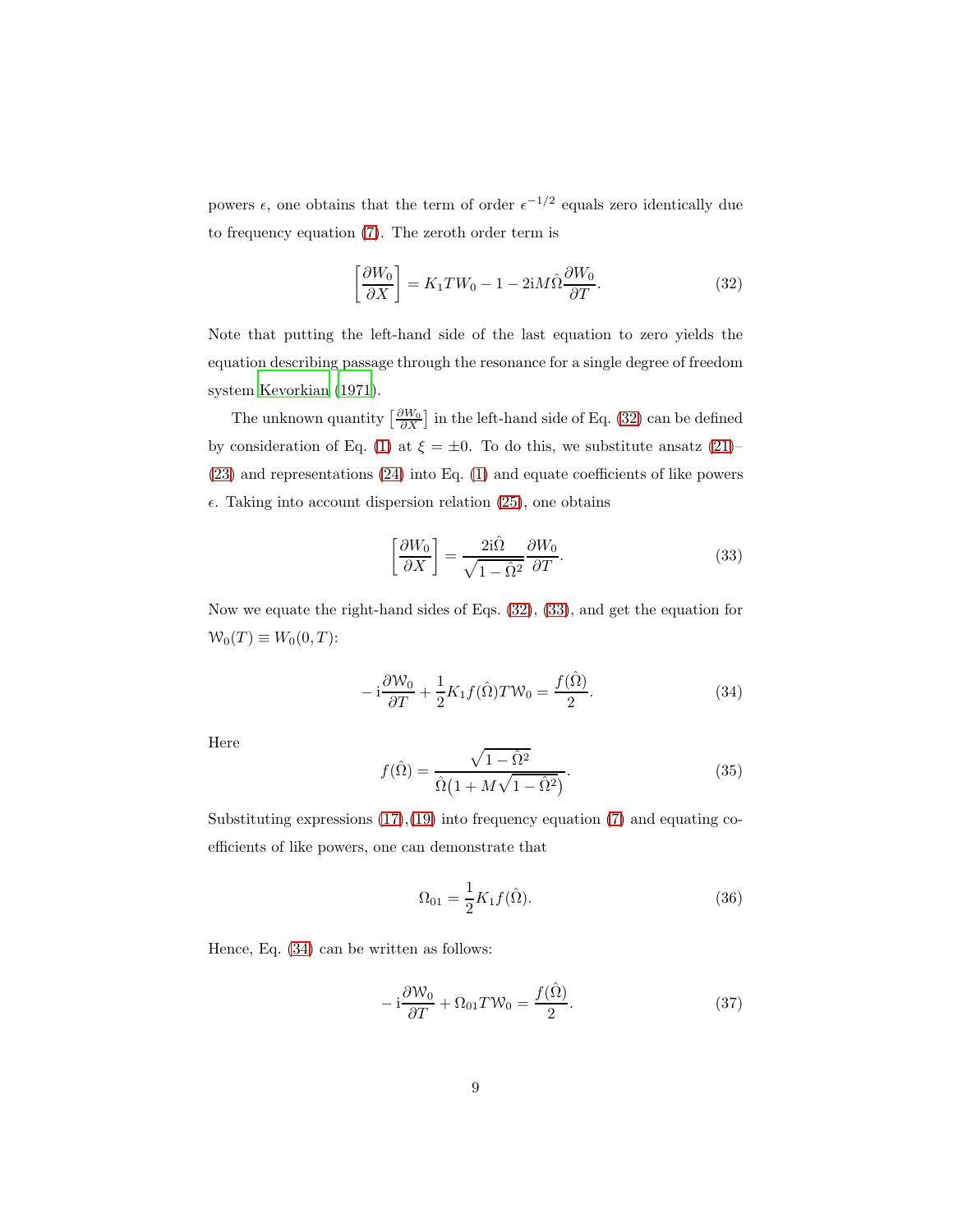powers $\epsilon$, one obtains that the term of order $\epsilon^{-1/2}$ equals zero identically due to frequency equation (7). The zeroth order term is

$$\left[\frac{\partial W_0}{\partial X}\right] = K_1 T W_0 - 1 - 2\mathrm{i} M \hat{\Omega} \frac{\partial W_0}{\partial T}. \tag{32}$$

Note that putting the left-hand side of the last equation to zero yields the equation describing passage through the resonance for a single degree of freedom system Kevorkian (1971).

The unknown quantity $\left[\frac{\partial W_0}{\partial X}\right]$ in the left-hand side of Eq. (32) can be defined by consideration of Eq. (1) at $\xi = \pm 0$. To do this, we substitute ansatz (21)–(23) and representations (24) into Eq. (1) and equate coefficients of like powers $\epsilon$. Taking into account dispersion relation (25), one obtains

$$\left[\frac{\partial W_0}{\partial X}\right] = \frac{2\mathrm{i}\hat{\Omega}}{\sqrt{1-\hat{\Omega}^2}} \frac{\partial W_0}{\partial T}. \tag{33}$$

Now we equate the right-hand sides of Eqs. (32), (33), and get the equation for $\mathcal{W}_0(T) \equiv W_0(0, T)$:

$$-\mathrm{i}\frac{\partial \mathcal{W}_0}{\partial T} + \frac{1}{2} K_1 f(\hat{\Omega}) T \mathcal{W}_0 = \frac{f(\hat{\Omega})}{2}. \tag{34}$$

Here

$$f(\hat{\Omega}) = \frac{\sqrt{1-\hat{\Omega}^2}}{\hat{\Omega}\left(1 + M\sqrt{1-\hat{\Omega}^2}\right)}. \tag{35}$$

Substituting expressions (17),(19) into frequency equation (7) and equating coefficients of like powers, one can demonstrate that

$$\Omega_{01} = \frac{1}{2} K_1 f(\hat{\Omega}). \tag{36}$$

Hence, Eq. (34) can be written as follows:

$$-\mathrm{i}\frac{\partial \mathcal{W}_0}{\partial T} + \Omega_{01} T \mathcal{W}_0 = \frac{f(\hat{\Omega})}{2}. \tag{37}$$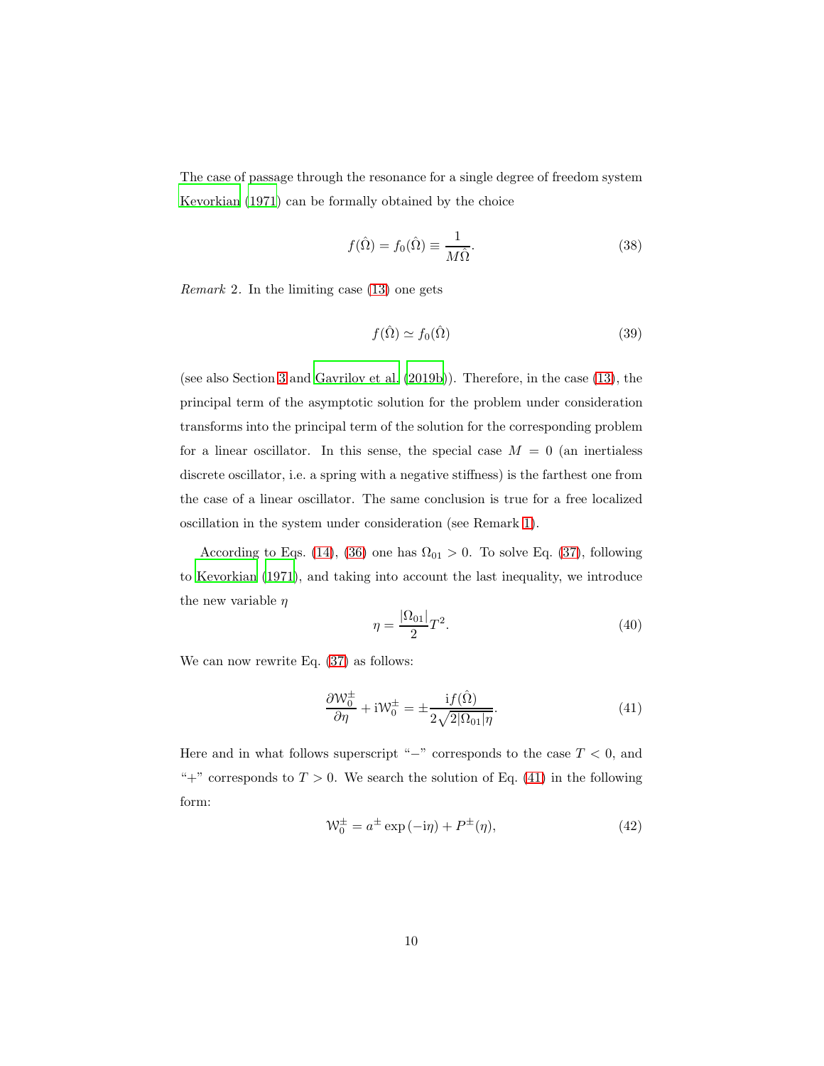The case of passage through the resonance for a single degree of freedom system Kevorkian (1971) can be formally obtained by the choice

$$
f(\hat{\Omega}) = f_0(\hat{\Omega}) \equiv \frac{1}{M\hat{\Omega}}. \tag{38}
$$

*Remark* 2. In the limiting case (13) one gets

$$
f(\hat{\Omega}) \simeq f_0(\hat{\Omega}) \tag{39}
$$

(see also Section 3 and Gavrilov et al. (2019b)). Therefore, in the case (13), the principal term of the asymptotic solution for the problem under consideration transforms into the principal term of the solution for the corresponding problem for a linear oscillator. In this sense, the special case $M = 0$ (an inertialess discrete oscillator, i.e. a spring with a negative stiffness) is the farthest one from the case of a linear oscillator. The same conclusion is true for a free localized oscillation in the system under consideration (see Remark 1).

According to Eqs. (14), (36) one has $\Omega_{01} > 0$. To solve Eq. (37), following to Kevorkian (1971), and taking into account the last inequality, we introduce the new variable $\eta$

$$
\eta = \frac{|\Omega_{01}|}{2} T^2. \tag{40}
$$

We can now rewrite Eq. (37) as follows:

$$
\frac{\partial \mathcal{W}_0^{\pm}}{\partial \eta} + \mathrm{i}\mathcal{W}_0^{\pm} = \pm \frac{\mathrm{i} f(\hat{\Omega})}{2\sqrt{2|\Omega_{01}|\eta}}. \tag{41}
$$

Here and in what follows superscript "$-$" corresponds to the case $T < 0$, and "$+$" corresponds to $T > 0$. We search the solution of Eq. (41) in the following form:

$$
\mathcal{W}_0^{\pm} = a^{\pm} \exp(-\mathrm{i}\eta) + P^{\pm}(\eta), \tag{42}
$$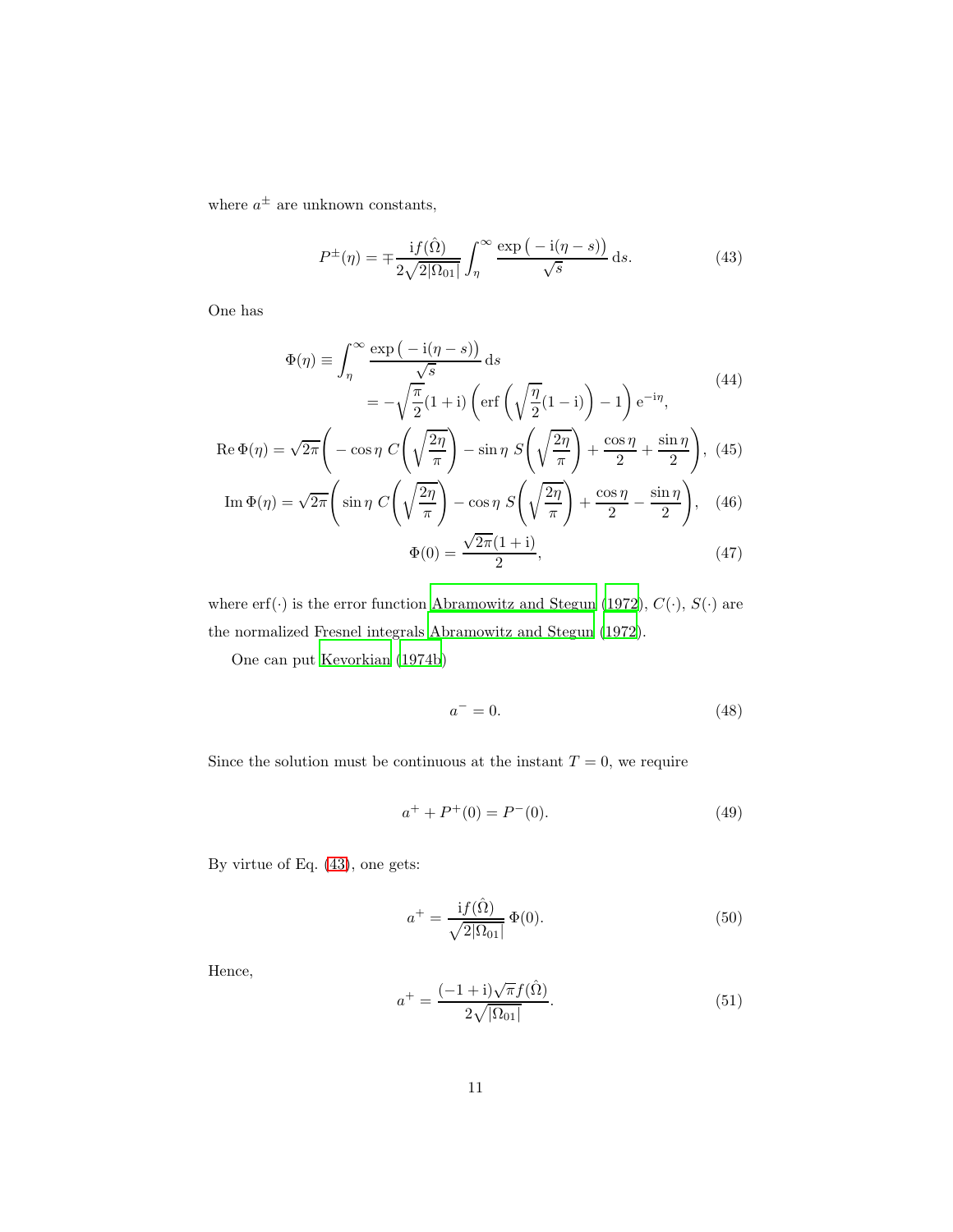where $a^{\pm}$ are unknown constants,

$$P^{\pm}(\eta) = \mp \frac{\mathrm{i} f(\hat{\Omega})}{2\sqrt{2|\Omega_{01}|}} \int_{\eta}^{\infty} \frac{\exp\big(-\mathrm{i}(\eta - s)\big)}{\sqrt{s}}\,\mathrm{d}s. \tag{43}$$

One has

$$\begin{aligned}\Phi(\eta) &\equiv \int_{\eta}^{\infty} \frac{\exp\big(-\mathrm{i}(\eta - s)\big)}{\sqrt{s}}\,\mathrm{d}s \\ &= -\sqrt{\frac{\pi}{2}}(1+\mathrm{i})\left(\mathrm{erf}\left(\sqrt{\frac{\eta}{2}}(1-\mathrm{i})\right) - 1\right)\mathrm{e}^{-\mathrm{i}\eta},\end{aligned} \tag{44}$$

$$\mathrm{Re}\,\Phi(\eta) = \sqrt{2\pi}\left(-\cos\eta\; C\left(\sqrt{\frac{2\eta}{\pi}}\right) - \sin\eta\; S\left(\sqrt{\frac{2\eta}{\pi}}\right) + \frac{\cos\eta}{2} + \frac{\sin\eta}{2}\right), \tag{45}$$

$$\mathrm{Im}\,\Phi(\eta) = \sqrt{2\pi}\left(\sin\eta\; C\left(\sqrt{\frac{2\eta}{\pi}}\right) - \cos\eta\; S\left(\sqrt{\frac{2\eta}{\pi}}\right) + \frac{\cos\eta}{2} - \frac{\sin\eta}{2}\right), \tag{46}$$

$$\Phi(0) = \frac{\sqrt{2\pi}(1+\mathrm{i})}{2}, \tag{47}$$

where $\mathrm{erf}(\cdot)$ is the error function Abramowitz and Stegun (1972), $C(\cdot)$, $S(\cdot)$ are the normalized Fresnel integrals Abramowitz and Stegun (1972).

One can put Kevorkian (1974b)

$$a^{-} = 0. \tag{48}$$

Since the solution must be continuous at the instant $T = 0$, we require

$$a^{+} + P^{+}(0) = P^{-}(0). \tag{49}$$

By virtue of Eq. (43), one gets:

$$a^{+} = \frac{\mathrm{i} f(\hat{\Omega})}{\sqrt{2|\Omega_{01}|}}\,\Phi(0). \tag{50}$$

Hence,

$$a^{+} = \frac{(-1+\mathrm{i})\sqrt{\pi} f(\hat{\Omega})}{2\sqrt{|\Omega_{01}|}}. \tag{51}$$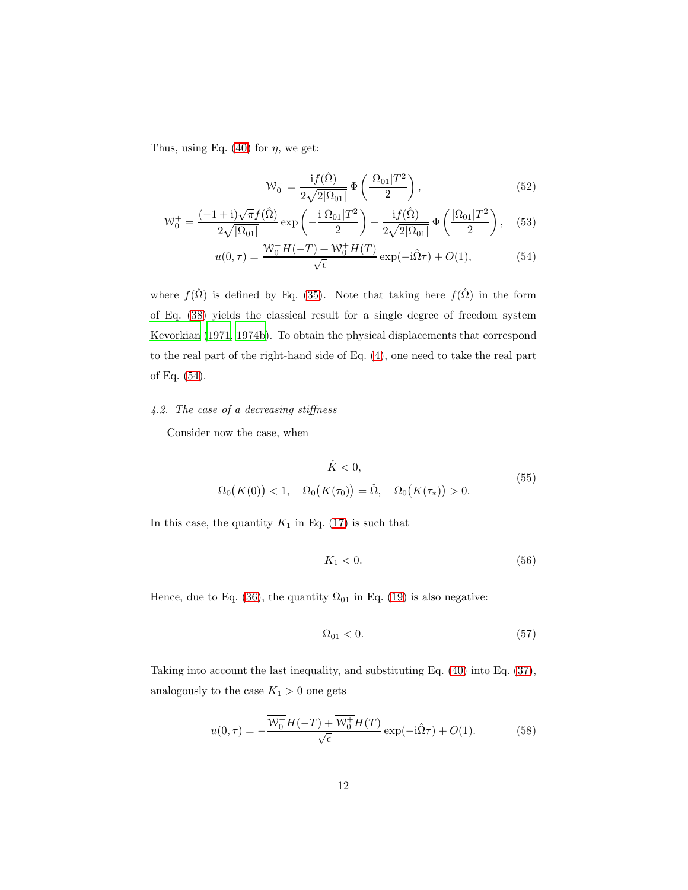Thus, using Eq. (40) for $\eta$, we get:

$$\mathcal{W}_0^- = \frac{\mathrm{i} f(\hat{\Omega})}{2\sqrt{2|\Omega_{01}|}} \, \Phi\left(\frac{|\Omega_{01}|T^2}{2}\right), \tag{52}$$

$$\mathcal{W}_0^+ = \frac{(-1+\mathrm{i})\sqrt{\pi} f(\hat{\Omega})}{2\sqrt{|\Omega_{01}|}} \exp\left(-\frac{\mathrm{i}|\Omega_{01}|T^2}{2}\right) - \frac{\mathrm{i} f(\hat{\Omega})}{2\sqrt{2|\Omega_{01}|}} \, \Phi\left(\frac{|\Omega_{01}|T^2}{2}\right), \tag{53}$$

$$u(0,\tau) = \frac{\mathcal{W}_0^- H(-T) + \mathcal{W}_0^+ H(T)}{\sqrt{\epsilon}} \exp(-\mathrm{i}\hat{\Omega}\tau) + O(1), \tag{54}$$

where $f(\hat{\Omega})$ is defined by Eq. (35). Note that taking here $f(\hat{\Omega})$ in the form of Eq. (38) yields the classical result for a single degree of freedom system Kevorkian (1971, 1974b). To obtain the physical displacements that correspond to the real part of the right-hand side of Eq. (4), one need to take the real part of Eq. (54).

### 4.2. The case of a decreasing stiffness

Consider now the case, when

$$\begin{gathered} \dot{K} < 0, \\ \Omega_0\big(K(0)\big) < 1, \quad \Omega_0\big(K(\tau_0)\big) = \hat{\Omega}, \quad \Omega_0\big(K(\tau_*)\big) > 0. \end{gathered} \tag{55}$$

In this case, the quantity $K_1$ in Eq. (17) is such that

$$K_1 < 0. \tag{56}$$

Hence, due to Eq. (36), the quantity $\Omega_{01}$ in Eq. (19) is also negative:

$$\Omega_{01} < 0. \tag{57}$$

Taking into account the last inequality, and substituting Eq. (40) into Eq. (37), analogously to the case $K_1 > 0$ one gets

$$u(0,\tau) = -\frac{\overline{\mathcal{W}_0^-} H(-T) + \overline{\mathcal{W}_0^+} H(T)}{\sqrt{\epsilon}} \exp(-\mathrm{i}\hat{\Omega}\tau) + O(1). \tag{58}$$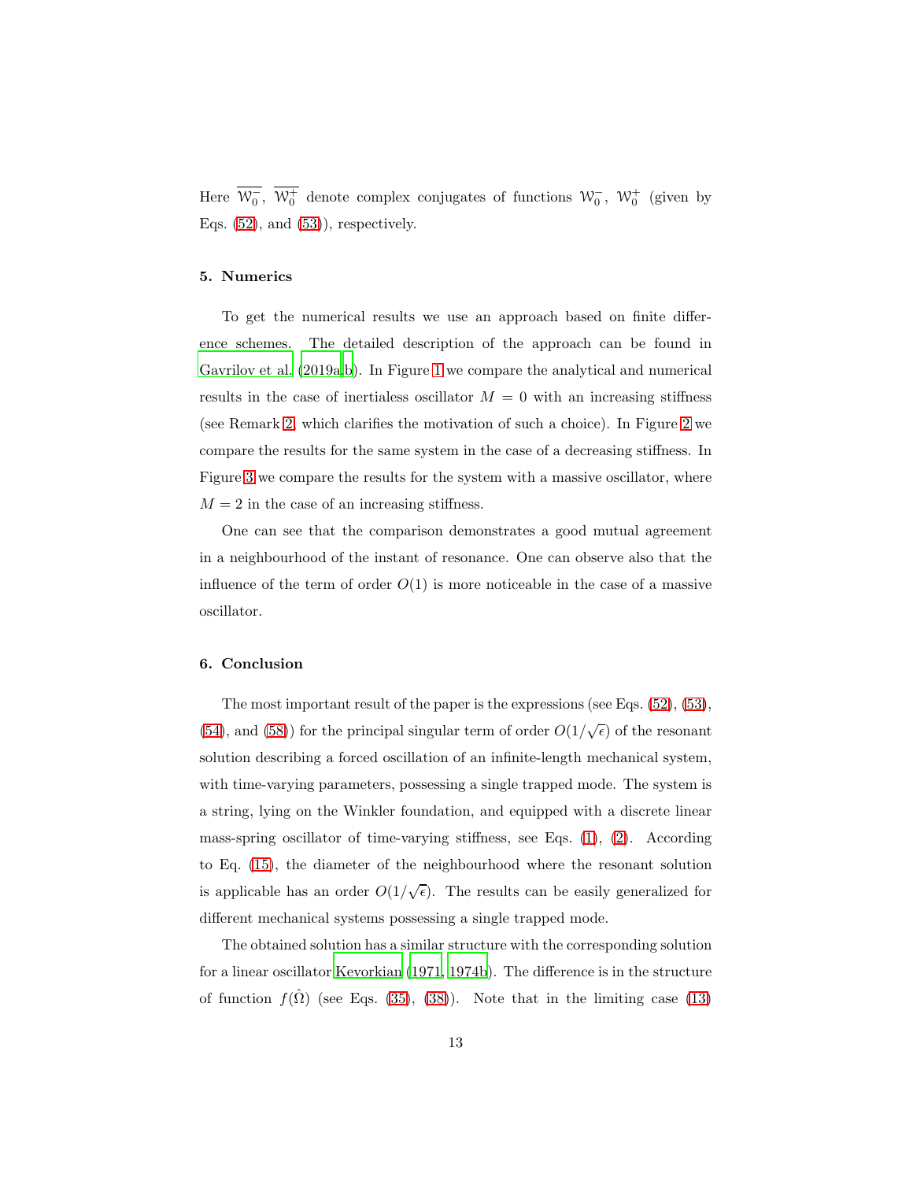Here $\overline{\mathcal{W}_0^-}$, $\overline{\mathcal{W}_0^+}$ denote complex conjugates of functions $\mathcal{W}_0^-$, $\mathcal{W}_0^+$ (given by Eqs. (52), and (53)), respectively.

## 5. Numerics

To get the numerical results we use an approach based on finite difference schemes. The detailed description of the approach can be found in Gavrilov et al. (2019a,b). In Figure 1 we compare the analytical and numerical results in the case of inertialess oscillator $M = 0$ with an increasing stiffness (see Remark 2, which clarifies the motivation of such a choice). In Figure 2 we compare the results for the same system in the case of a decreasing stiffness. In Figure 3 we compare the results for the system with a massive oscillator, where $M = 2$ in the case of an increasing stiffness.

One can see that the comparison demonstrates a good mutual agreement in a neighbourhood of the instant of resonance. One can observe also that the influence of the term of order $O(1)$ is more noticeable in the case of a massive oscillator.

## 6. Conclusion

The most important result of the paper is the expressions (see Eqs. (52), (53), (54), and (58)) for the principal singular term of order $O(1/\sqrt{\epsilon})$ of the resonant solution describing a forced oscillation of an infinite-length mechanical system, with time-varying parameters, possessing a single trapped mode. The system is a string, lying on the Winkler foundation, and equipped with a discrete linear mass-spring oscillator of time-varying stiffness, see Eqs. (1), (2). According to Eq. (15), the diameter of the neighbourhood where the resonant solution is applicable has an order $O(1/\sqrt{\epsilon})$. The results can be easily generalized for different mechanical systems possessing a single trapped mode.

The obtained solution has a similar structure with the corresponding solution for a linear oscillator Kevorkian (1971, 1974b). The difference is in the structure of function $f(\hat{\Omega})$ (see Eqs. (35), (38)). Note that in the limiting case (13)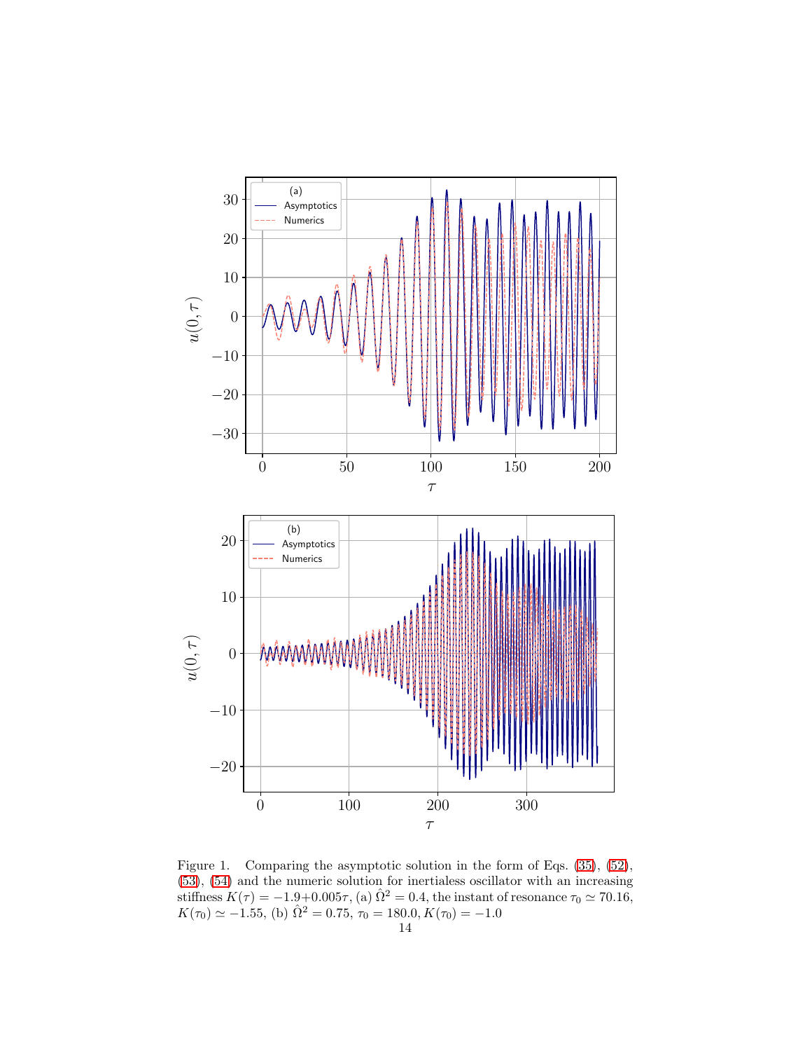Figure 1. Comparing the asymptotic solution in the form of Eqs. (35), (52), (53), (54) and the numeric solution for inertialess oscillator with an increasing stiffness $K(\tau) = -1.9 + 0.005\tau$, (a) $\hat{\Omega}^2 = 0.4$, the instant of resonance $\tau_0 \simeq 70.16$, $K(\tau_0) \simeq -1.55$, (b) $\hat{\Omega}^2 = 0.75$, $\tau_0 = 180.0, K(\tau_0) = -1.0$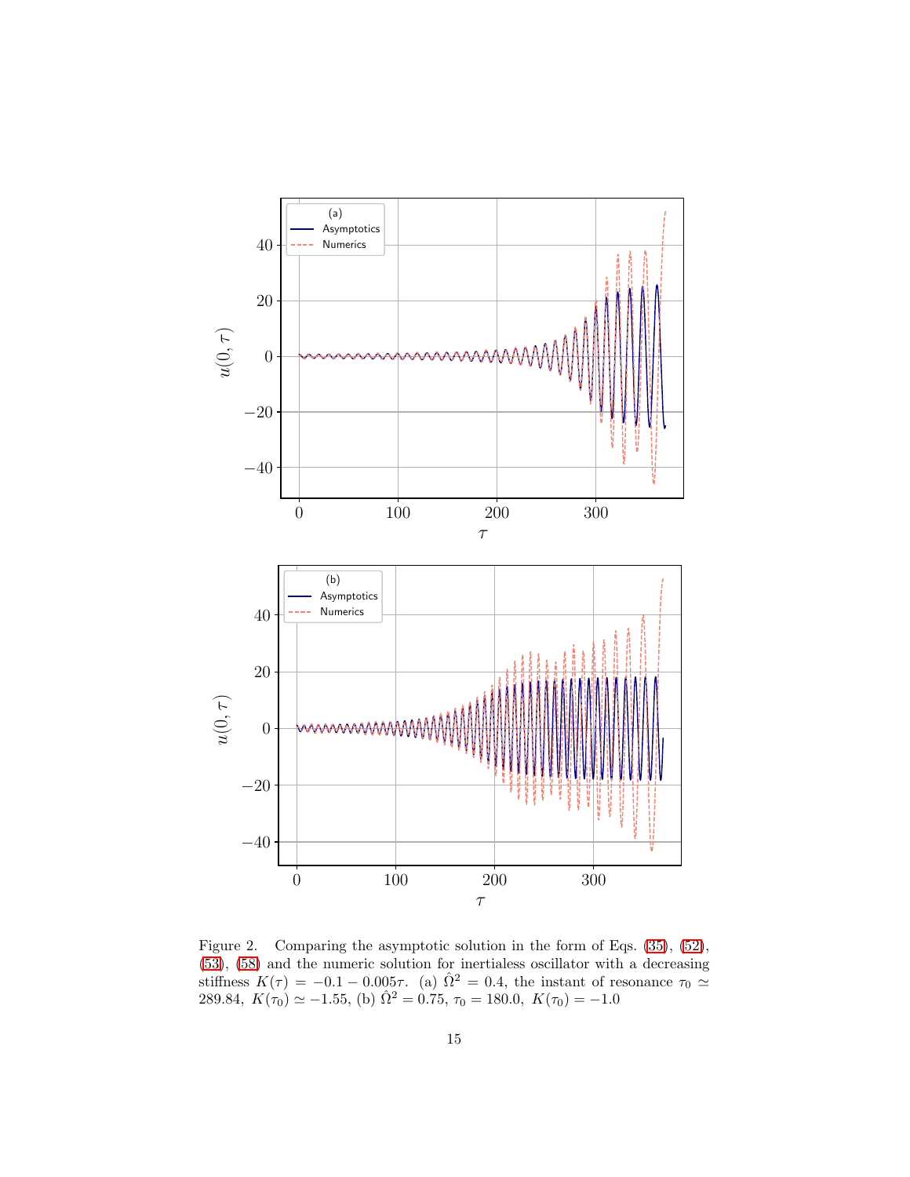Figure 2. Comparing the asymptotic solution in the form of Eqs. (35), (52), (53), (58) and the numeric solution for inertialess oscillator with a decreasing stiffness $K(\tau) = -0.1 - 0.005\tau$. (a) $\hat{\Omega}^2 = 0.4$, the instant of resonance $\tau_0 \simeq 289.84$, $K(\tau_0) \simeq -1.55$, (b) $\hat{\Omega}^2 = 0.75$, $\tau_0 = 180.0$, $K(\tau_0) = -1.0$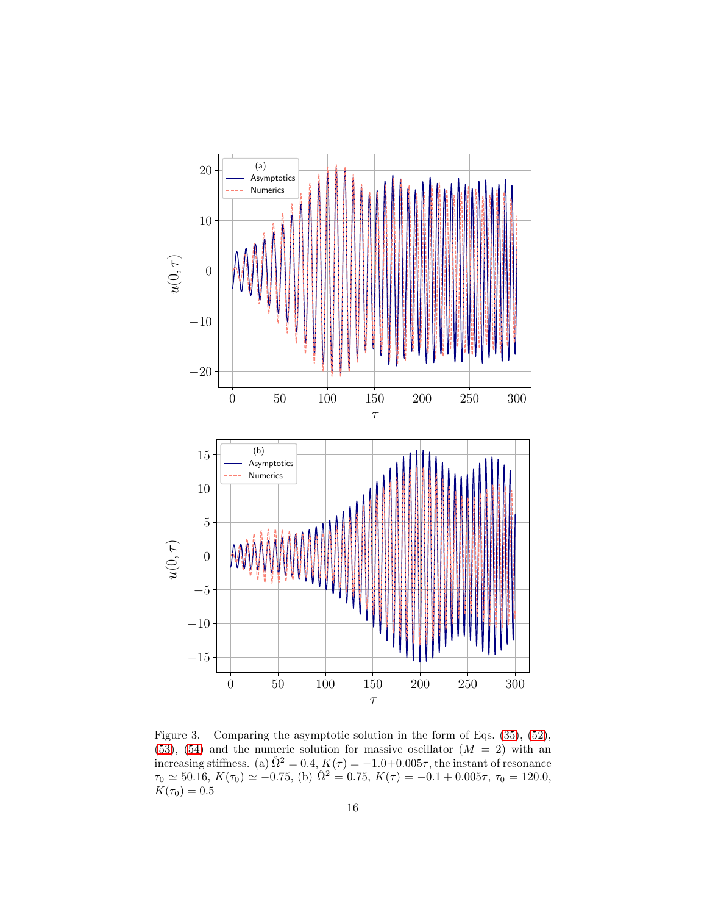Figure 3. Comparing the asymptotic solution in the form of Eqs. (35), (52), (53), (54) and the numeric solution for massive oscillator ($M = 2$) with an increasing stiffness. (a) $\hat{\Omega}^2 = 0.4$, $K(\tau) = -1.0 + 0.005\tau$, the instant of resonance $\tau_0 \simeq 50.16$, $K(\tau_0) \simeq -0.75$, (b) $\hat{\Omega}^2 = 0.75$, $K(\tau) = -0.1 + 0.005\tau$, $\tau_0 = 120.0$, $K(\tau_0) = 0.5$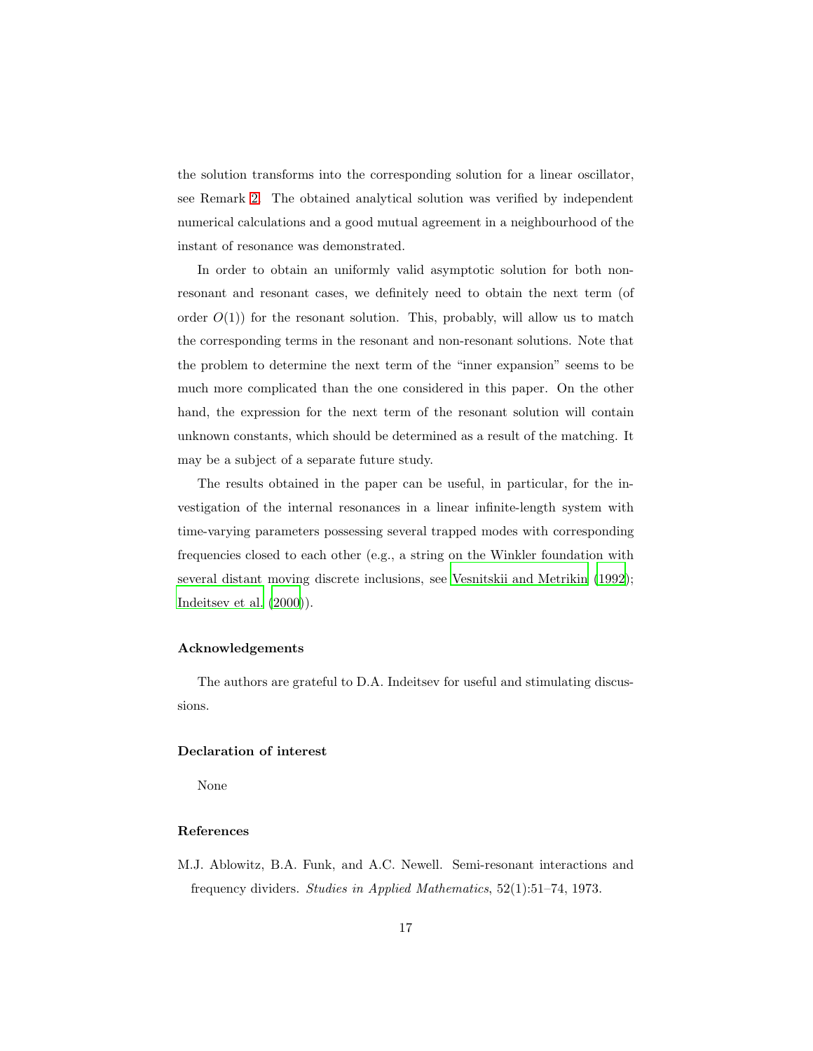the solution transforms into the corresponding solution for a linear oscillator, see Remark 2. The obtained analytical solution was verified by independent numerical calculations and a good mutual agreement in a neighbourhood of the instant of resonance was demonstrated.

In order to obtain an uniformly valid asymptotic solution for both non-resonant and resonant cases, we definitely need to obtain the next term (of order $O(1)$) for the resonant solution. This, probably, will allow us to match the corresponding terms in the resonant and non-resonant solutions. Note that the problem to determine the next term of the "inner expansion" seems to be much more complicated than the one considered in this paper. On the other hand, the expression for the next term of the resonant solution will contain unknown constants, which should be determined as a result of the matching. It may be a subject of a separate future study.

The results obtained in the paper can be useful, in particular, for the investigation of the internal resonances in a linear infinite-length system with time-varying parameters possessing several trapped modes with corresponding frequencies closed to each other (e.g., a string on the Winkler foundation with several distant moving discrete inclusions, see Vesnitskii and Metrikin (1992); Indeitsev et al. (2000)).

### Acknowledgements

The authors are grateful to D.A. Indeitsev for useful and stimulating discussions.

### Declaration of interest

None

### References

M.J. Ablowitz, B.A. Funk, and A.C. Newell. Semi-resonant interactions and frequency dividers. *Studies in Applied Mathematics*, 52(1):51–74, 1973.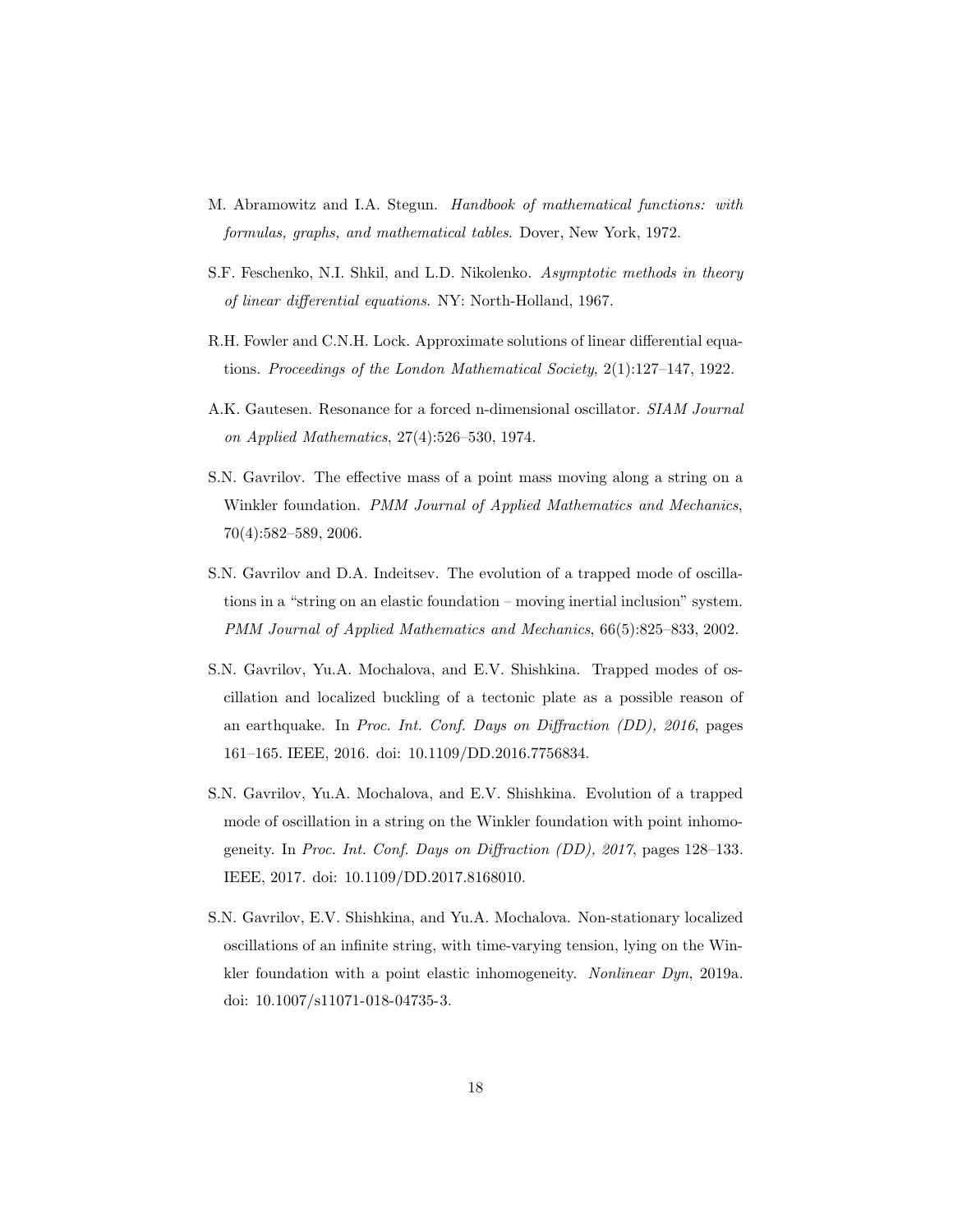M. Abramowitz and I.A. Stegun. *Handbook of mathematical functions: with formulas, graphs, and mathematical tables*. Dover, New York, 1972.

S.F. Feschenko, N.I. Shkil, and L.D. Nikolenko. *Asymptotic methods in theory of linear differential equations*. NY: North-Holland, 1967.

R.H. Fowler and C.N.H. Lock. Approximate solutions of linear differential equations. *Proceedings of the London Mathematical Society*, 2(1):127–147, 1922.

A.K. Gautesen. Resonance for a forced n-dimensional oscillator. *SIAM Journal on Applied Mathematics*, 27(4):526–530, 1974.

S.N. Gavrilov. The effective mass of a point mass moving along a string on a Winkler foundation. *PMM Journal of Applied Mathematics and Mechanics*, 70(4):582–589, 2006.

S.N. Gavrilov and D.A. Indeitsev. The evolution of a trapped mode of oscillations in a "string on an elastic foundation – moving inertial inclusion" system. *PMM Journal of Applied Mathematics and Mechanics*, 66(5):825–833, 2002.

S.N. Gavrilov, Yu.A. Mochalova, and E.V. Shishkina. Trapped modes of oscillation and localized buckling of a tectonic plate as a possible reason of an earthquake. In *Proc. Int. Conf. Days on Diffraction (DD), 2016*, pages 161–165. IEEE, 2016. doi: 10.1109/DD.2016.7756834.

S.N. Gavrilov, Yu.A. Mochalova, and E.V. Shishkina. Evolution of a trapped mode of oscillation in a string on the Winkler foundation with point inhomogeneity. In *Proc. Int. Conf. Days on Diffraction (DD), 2017*, pages 128–133. IEEE, 2017. doi: 10.1109/DD.2017.8168010.

S.N. Gavrilov, E.V. Shishkina, and Yu.A. Mochalova. Non-stationary localized oscillations of an infinite string, with time-varying tension, lying on the Winkler foundation with a point elastic inhomogeneity. *Nonlinear Dyn*, 2019a. doi: 10.1007/s11071-018-04735-3.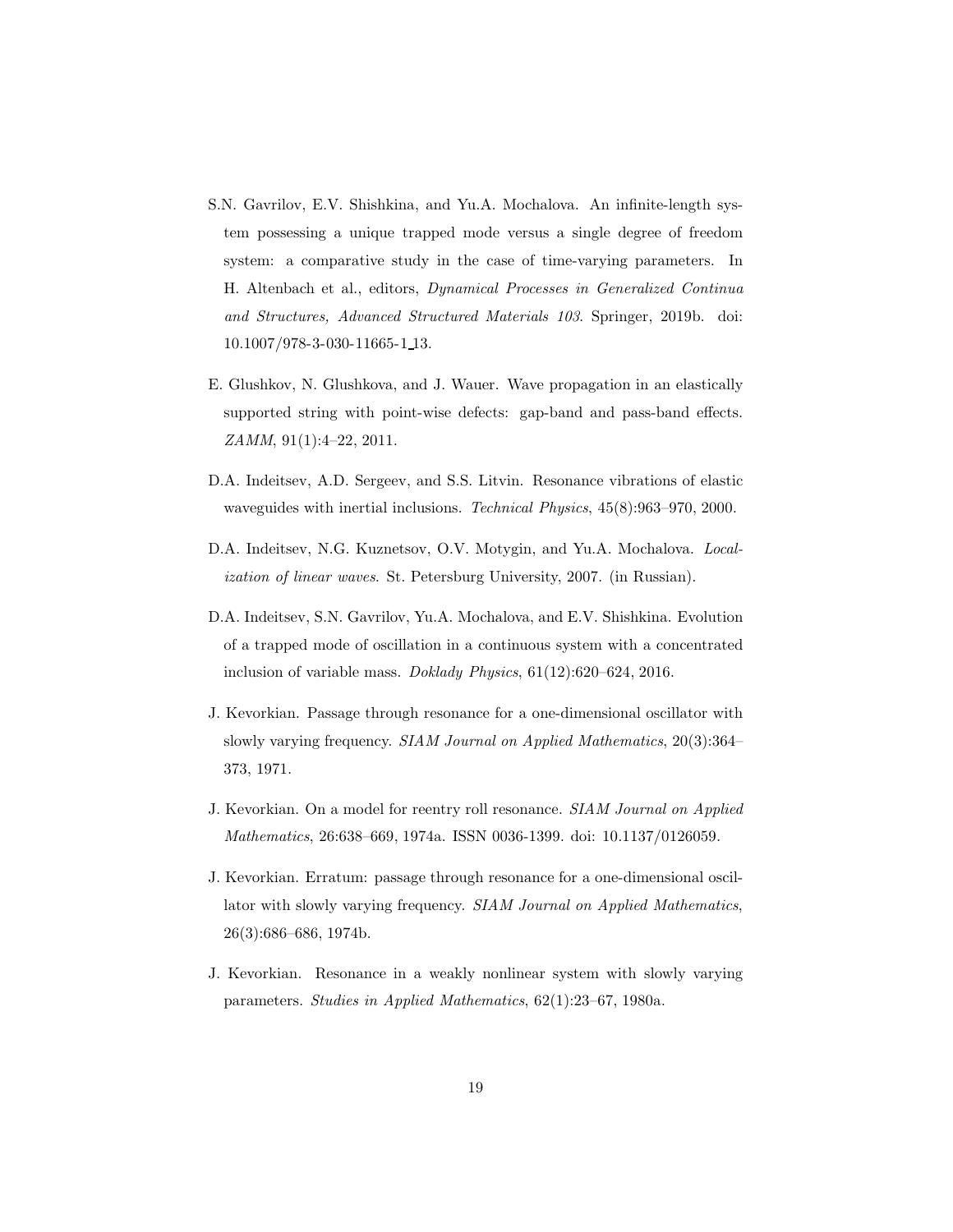S.N. Gavrilov, E.V. Shishkina, and Yu.A. Mochalova. An infinite-length system possessing a unique trapped mode versus a single degree of freedom system: a comparative study in the case of time-varying parameters. In H. Altenbach et al., editors, *Dynamical Processes in Generalized Continua and Structures, Advanced Structured Materials 103*. Springer, 2019b. doi: 10.1007/978-3-030-11665-1_13.

E. Glushkov, N. Glushkova, and J. Wauer. Wave propagation in an elastically supported string with point-wise defects: gap-band and pass-band effects. *ZAMM*, 91(1):4–22, 2011.

D.A. Indeitsev, A.D. Sergeev, and S.S. Litvin. Resonance vibrations of elastic waveguides with inertial inclusions. *Technical Physics*, 45(8):963–970, 2000.

D.A. Indeitsev, N.G. Kuznetsov, O.V. Motygin, and Yu.A. Mochalova. *Localization of linear waves*. St. Petersburg University, 2007. (in Russian).

D.A. Indeitsev, S.N. Gavrilov, Yu.A. Mochalova, and E.V. Shishkina. Evolution of a trapped mode of oscillation in a continuous system with a concentrated inclusion of variable mass. *Doklady Physics*, 61(12):620–624, 2016.

J. Kevorkian. Passage through resonance for a one-dimensional oscillator with slowly varying frequency. *SIAM Journal on Applied Mathematics*, 20(3):364–373, 1971.

J. Kevorkian. On a model for reentry roll resonance. *SIAM Journal on Applied Mathematics*, 26:638–669, 1974a. ISSN 0036-1399. doi: 10.1137/0126059.

J. Kevorkian. Erratum: passage through resonance for a one-dimensional oscillator with slowly varying frequency. *SIAM Journal on Applied Mathematics*, 26(3):686–686, 1974b.

J. Kevorkian. Resonance in a weakly nonlinear system with slowly varying parameters. *Studies in Applied Mathematics*, 62(1):23–67, 1980a.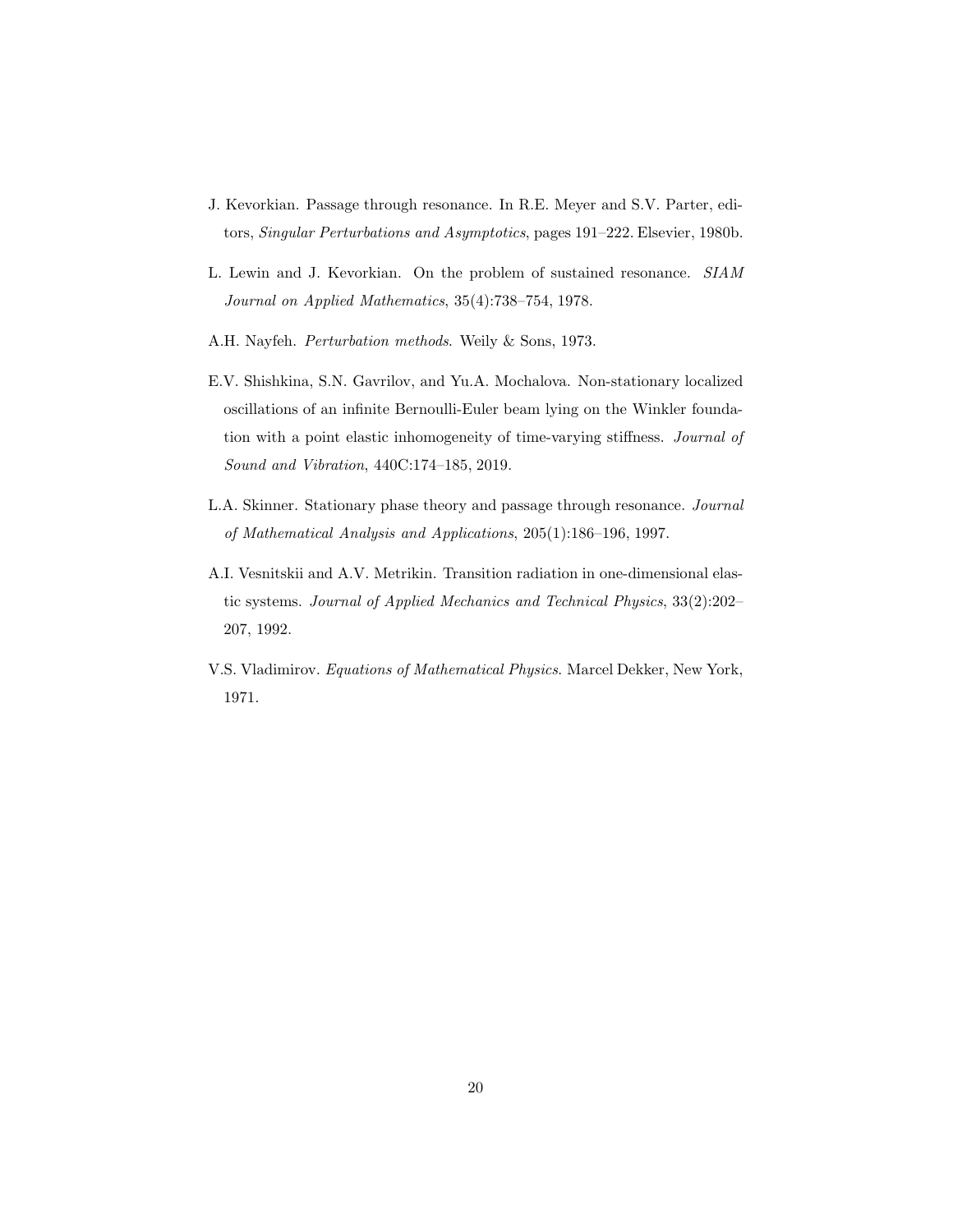J. Kevorkian. Passage through resonance. In R.E. Meyer and S.V. Parter, editors, *Singular Perturbations and Asymptotics*, pages 191–222. Elsevier, 1980b.

L. Lewin and J. Kevorkian. On the problem of sustained resonance. *SIAM Journal on Applied Mathematics*, 35(4):738–754, 1978.

A.H. Nayfeh. *Perturbation methods*. Weily & Sons, 1973.

E.V. Shishkina, S.N. Gavrilov, and Yu.A. Mochalova. Non-stationary localized oscillations of an infinite Bernoulli-Euler beam lying on the Winkler foundation with a point elastic inhomogeneity of time-varying stiffness. *Journal of Sound and Vibration*, 440C:174–185, 2019.

L.A. Skinner. Stationary phase theory and passage through resonance. *Journal of Mathematical Analysis and Applications*, 205(1):186–196, 1997.

A.I. Vesnitskii and A.V. Metrikin. Transition radiation in one-dimensional elastic systems. *Journal of Applied Mechanics and Technical Physics*, 33(2):202–207, 1992.

V.S. Vladimirov. *Equations of Mathematical Physics.* Marcel Dekker, New York, 1971.